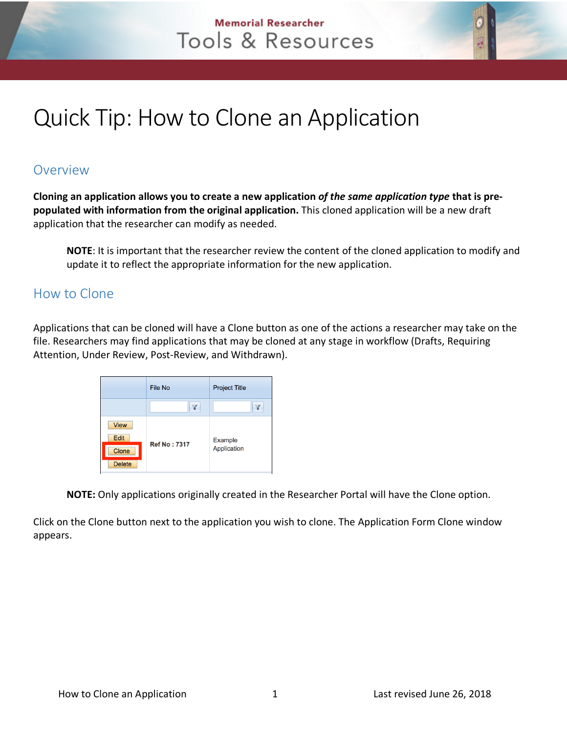# Quick Tip: How to Clone an Application

## Overview

**Cloning an application allows you to create a new application *of the same application type* that is pre-populated with information from the original application.** This cloned application will be a new draft application that the researcher can modify as needed.

> **NOTE**: It is important that the researcher review the content of the cloned application to modify and update it to reflect the appropriate information for the new application.

## How to Clone

Applications that can be cloned will have a Clone button as one of the actions a researcher may take on the file. Researchers may find applications that may be cloned at any stage in workflow (Drafts, Requiring Attention, Under Review, Post-Review, and Withdrawn).

| | File No | Project Title |
|---|---|---|
| View Edit Clone Delete | Ref No : 7317 | Example Application |

> **NOTE:** Only applications originally created in the Researcher Portal will have the Clone option.

Click on the Clone button next to the application you wish to clone. The Application Form Clone window appears.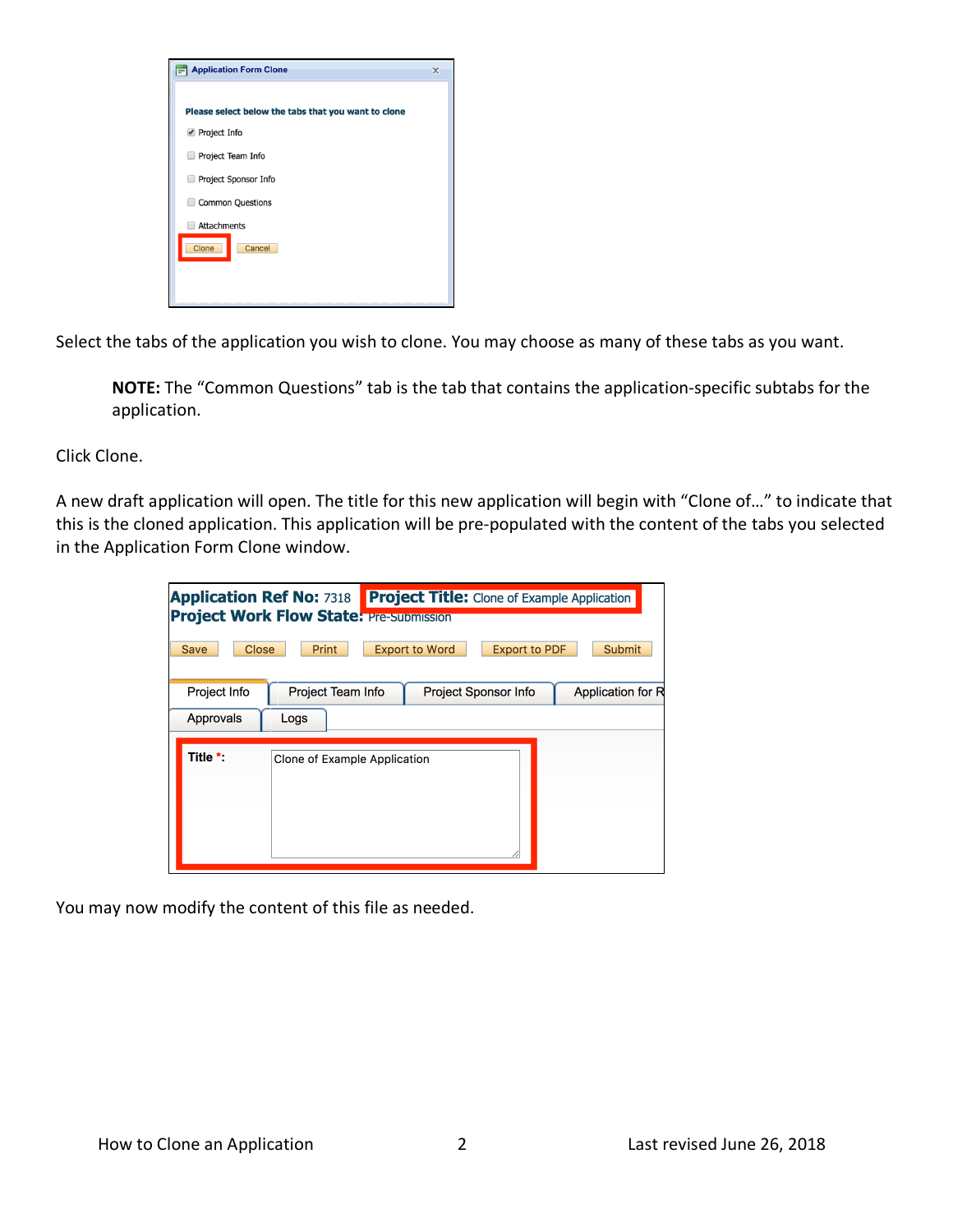Select the tabs of the application you wish to clone. You may choose as many of these tabs as you want.

> **NOTE:** The “Common Questions” tab is the tab that contains the application-specific subtabs for the application.

Click Clone.

A new draft application will open. The title for this new application will begin with “Clone of…” to indicate that this is the cloned application. This application will be pre-populated with the content of the tabs you selected in the Application Form Clone window.

You may now modify the content of this file as needed.